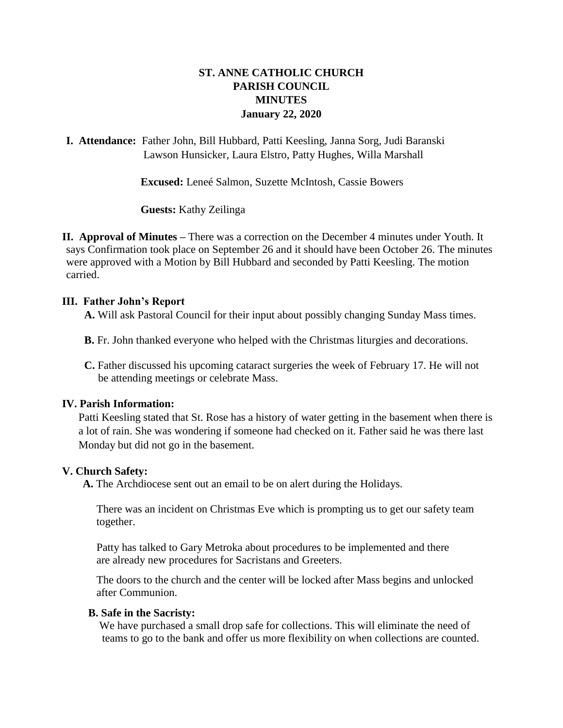# ST. ANNE CATHOLIC CHURCH
# PARISH COUNCIL
# MINUTES
## January 22, 2020

**I. Attendance:** Father John, Bill Hubbard, Patti Keesling, Janna Sorg, Judi Baranski Lawson Hunsicker, Laura Elstro, Patty Hughes, Willa Marshall

**Excused:** Leneé Salmon, Suzette McIntosh, Cassie Bowers

**Guests:** Kathy Zeilinga

**II. Approval of Minutes –** There was a correction on the December 4 minutes under Youth. It says Confirmation took place on September 26 and it should have been October 26. The minutes were approved with a Motion by Bill Hubbard and seconded by Patti Keesling. The motion carried.

**III. Father John's Report**

**A.** Will ask Pastoral Council for their input about possibly changing Sunday Mass times.

**B.** Fr. John thanked everyone who helped with the Christmas liturgies and decorations.

**C.** Father discussed his upcoming cataract surgeries the week of February 17. He will not be attending meetings or celebrate Mass.

**IV. Parish Information:**

Patti Keesling stated that St. Rose has a history of water getting in the basement when there is a lot of rain. She was wondering if someone had checked on it. Father said he was there last Monday but did not go in the basement.

**V. Church Safety:**

**A.** The Archdiocese sent out an email to be on alert during the Holidays.

There was an incident on Christmas Eve which is prompting us to get our safety team together.

Patty has talked to Gary Metroka about procedures to be implemented and there are already new procedures for Sacristans and Greeters.

The doors to the church and the center will be locked after Mass begins and unlocked after Communion.

**B. Safe in the Sacristy:**

We have purchased a small drop safe for collections. This will eliminate the need of teams to go to the bank and offer us more flexibility on when collections are counted.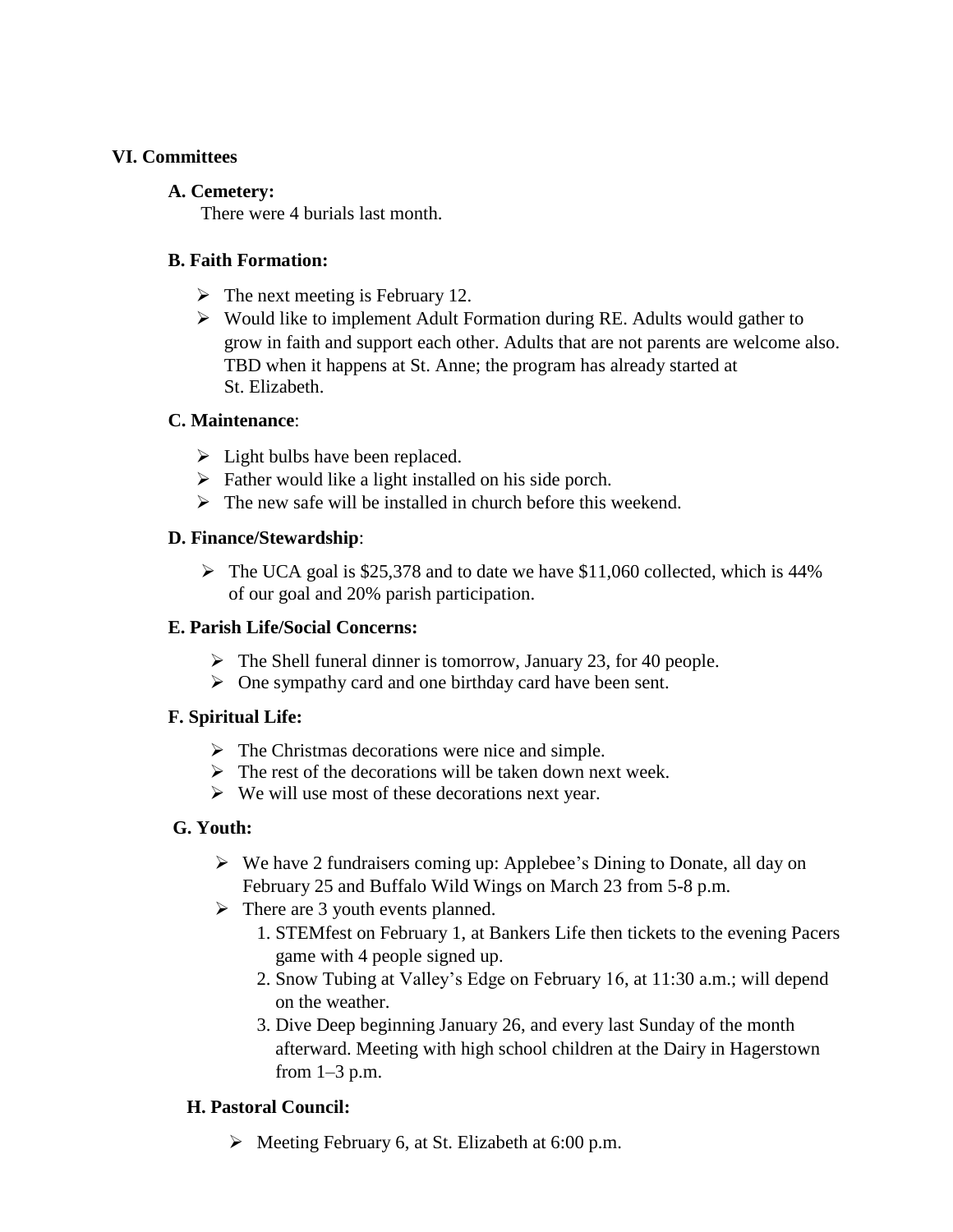## VI. Committees

### A. Cemetery:

There were 4 burials last month.

### B. Faith Formation:

- The next meeting is February 12.
- Would like to implement Adult Formation during RE. Adults would gather to grow in faith and support each other. Adults that are not parents are welcome also. TBD when it happens at St. Anne; the program has already started at St. Elizabeth.

### C. Maintenance:

- Light bulbs have been replaced.
- Father would like a light installed on his side porch.
- The new safe will be installed in church before this weekend.

### D. Finance/Stewardship:

- The UCA goal is $25,378 and to date we have $11,060 collected, which is 44% of our goal and 20% parish participation.

### E. Parish Life/Social Concerns:

- The Shell funeral dinner is tomorrow, January 23, for 40 people.
- One sympathy card and one birthday card have been sent.

### F. Spiritual Life:

- The Christmas decorations were nice and simple.
- The rest of the decorations will be taken down next week.
- We will use most of these decorations next year.

### G. Youth:

- We have 2 fundraisers coming up: Applebee's Dining to Donate, all day on February 25 and Buffalo Wild Wings on March 23 from 5-8 p.m.
- There are 3 youth events planned.
  1. STEMfest on February 1, at Bankers Life then tickets to the evening Pacers game with 4 people signed up.
  2. Snow Tubing at Valley's Edge on February 16, at 11:30 a.m.; will depend on the weather.
  3. Dive Deep beginning January 26, and every last Sunday of the month afterward. Meeting with high school children at the Dairy in Hagerstown from 1–3 p.m.

### H. Pastoral Council:

- Meeting February 6, at St. Elizabeth at 6:00 p.m.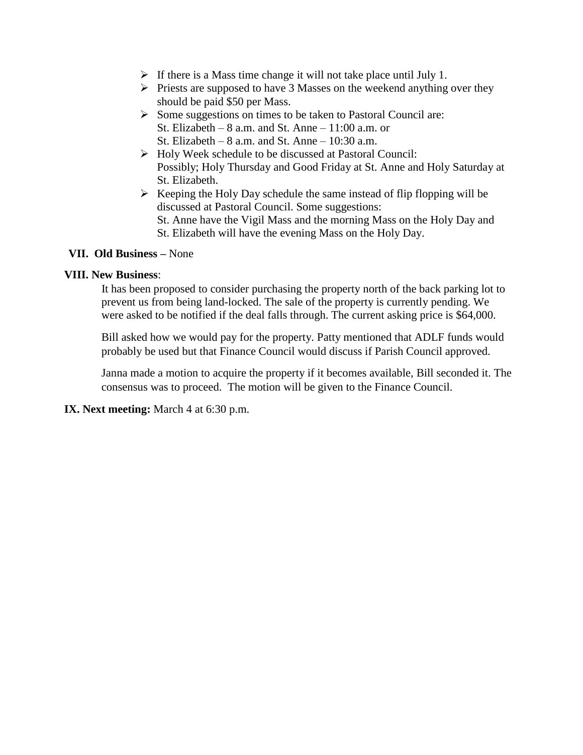- If there is a Mass time change it will not take place until July 1.
- Priests are supposed to have 3 Masses on the weekend anything over they should be paid $50 per Mass.
- Some suggestions on times to be taken to Pastoral Council are:
  St. Elizabeth – 8 a.m. and St. Anne – 11:00 a.m. or
  St. Elizabeth – 8 a.m. and St. Anne – 10:30 a.m.
- Holy Week schedule to be discussed at Pastoral Council:
  Possibly; Holy Thursday and Good Friday at St. Anne and Holy Saturday at St. Elizabeth.
- Keeping the Holy Day schedule the same instead of flip flopping will be discussed at Pastoral Council. Some suggestions:
  St. Anne have the Vigil Mass and the morning Mass on the Holy Day and St. Elizabeth will have the evening Mass on the Holy Day.

**VII. Old Business –** None

**VIII. New Business**:

It has been proposed to consider purchasing the property north of the back parking lot to prevent us from being land-locked. The sale of the property is currently pending. We were asked to be notified if the deal falls through. The current asking price is $64,000.

Bill asked how we would pay for the property. Patty mentioned that ADLF funds would probably be used but that Finance Council would discuss if Parish Council approved.

Janna made a motion to acquire the property if it becomes available, Bill seconded it. The consensus was to proceed. The motion will be given to the Finance Council.

**IX. Next meeting:** March 4 at 6:30 p.m.